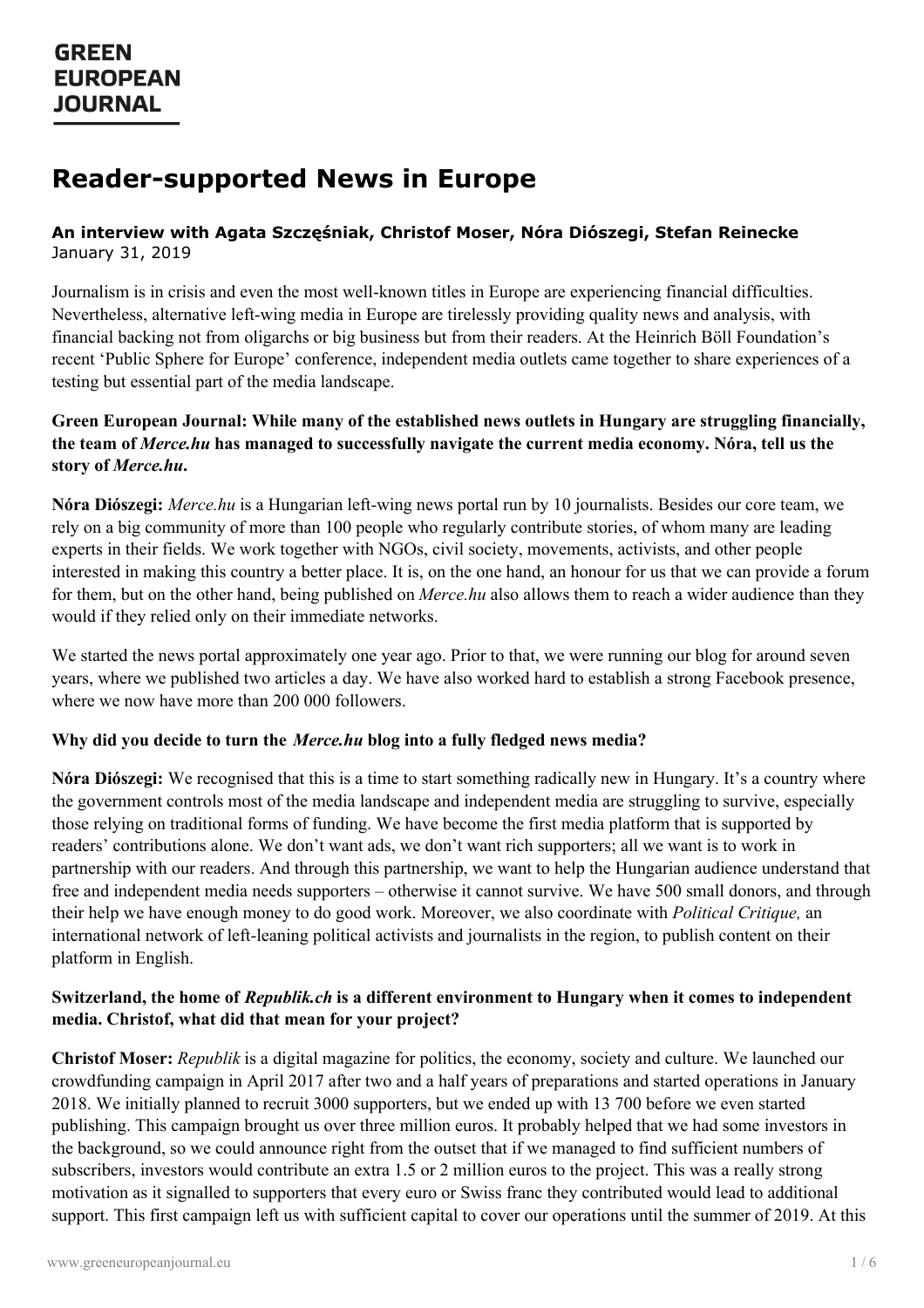# Reader-supported News in Europe

**An interview with Agata Szczęśniak, Christof Moser, Nóra Diószegi, Stefan Reinecke**
January 31, 2019

Journalism is in crisis and even the most well-known titles in Europe are experiencing financial difficulties. Nevertheless, alternative left-wing media in Europe are tirelessly providing quality news and analysis, with financial backing not from oligarchs or big business but from their readers. At the Heinrich Böll Foundation's recent 'Public Sphere for Europe' conference, independent media outlets came together to share experiences of a testing but essential part of the media landscape.

**Green European Journal: While many of the established news outlets in Hungary are struggling financially, the team of *Merce.hu* has managed to successfully navigate the current media economy. Nóra, tell us the story of *Merce.hu*.**

**Nóra Diószegi:** *Merce.hu* is a Hungarian left-wing news portal run by 10 journalists. Besides our core team, we rely on a big community of more than 100 people who regularly contribute stories, of whom many are leading experts in their fields. We work together with NGOs, civil society, movements, activists, and other people interested in making this country a better place. It is, on the one hand, an honour for us that we can provide a forum for them, but on the other hand, being published on *Merce.hu* also allows them to reach a wider audience than they would if they relied only on their immediate networks.

We started the news portal approximately one year ago. Prior to that, we were running our blog for around seven years, where we published two articles a day. We have also worked hard to establish a strong Facebook presence, where we now have more than 200 000 followers.

**Why did you decide to turn the *Merce.hu* blog into a fully fledged news media?**

**Nóra Diószegi:** We recognised that this is a time to start something radically new in Hungary. It's a country where the government controls most of the media landscape and independent media are struggling to survive, especially those relying on traditional forms of funding. We have become the first media platform that is supported by readers' contributions alone. We don't want ads, we don't want rich supporters; all we want is to work in partnership with our readers. And through this partnership, we want to help the Hungarian audience understand that free and independent media needs supporters – otherwise it cannot survive. We have 500 small donors, and through their help we have enough money to do good work. Moreover, we also coordinate with *Political Critique,* an international network of left-leaning political activists and journalists in the region, to publish content on their platform in English.

**Switzerland, the home of *Republik.ch* is a different environment to Hungary when it comes to independent media. Christof, what did that mean for your project?**

**Christof Moser:** *Republik* is a digital magazine for politics, the economy, society and culture. We launched our crowdfunding campaign in April 2017 after two and a half years of preparations and started operations in January 2018. We initially planned to recruit 3000 supporters, but we ended up with 13 700 before we even started publishing. This campaign brought us over three million euros. It probably helped that we had some investors in the background, so we could announce right from the outset that if we managed to find sufficient numbers of subscribers, investors would contribute an extra 1.5 or 2 million euros to the project. This was a really strong motivation as it signalled to supporters that every euro or Swiss franc they contributed would lead to additional support. This first campaign left us with sufficient capital to cover our operations until the summer of 2019. At this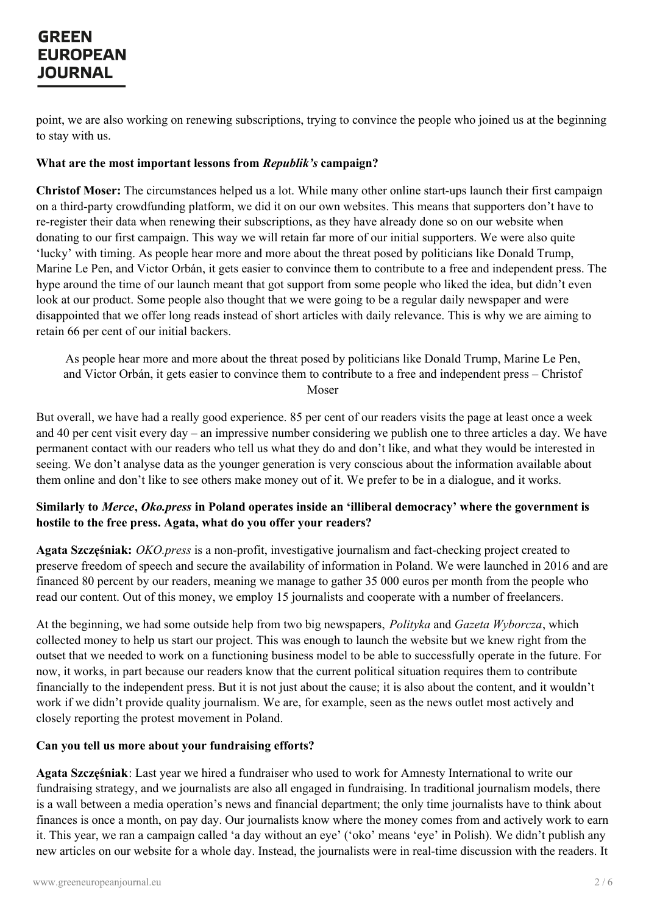point, we are also working on renewing subscriptions, trying to convince the people who joined us at the beginning to stay with us.

**What are the most important lessons from *Republik's* campaign?**

**Christof Moser:** The circumstances helped us a lot. While many other online start-ups launch their first campaign on a third-party crowdfunding platform, we did it on our own websites. This means that supporters don't have to re-register their data when renewing their subscriptions, as they have already done so on our website when donating to our first campaign. This way we will retain far more of our initial supporters. We were also quite 'lucky' with timing. As people hear more and more about the threat posed by politicians like Donald Trump, Marine Le Pen, and Victor Orbán, it gets easier to convince them to contribute to a free and independent press. The hype around the time of our launch meant that got support from some people who liked the idea, but didn't even look at our product. Some people also thought that we were going to be a regular daily newspaper and were disappointed that we offer long reads instead of short articles with daily relevance. This is why we are aiming to retain 66 per cent of our initial backers.

> As people hear more and more about the threat posed by politicians like Donald Trump, Marine Le Pen, and Victor Orbán, it gets easier to convince them to contribute to a free and independent press – Christof Moser

But overall, we have had a really good experience. 85 per cent of our readers visits the page at least once a week and 40 per cent visit every day – an impressive number considering we publish one to three articles a day. We have permanent contact with our readers who tell us what they do and don't like, and what they would be interested in seeing. We don't analyse data as the younger generation is very conscious about the information available about them online and don't like to see others make money out of it. We prefer to be in a dialogue, and it works.

**Similarly to *Merce*, *Oko.press* in Poland operates inside an 'illiberal democracy' where the government is hostile to the free press. Agata, what do you offer your readers?**

**Agata Szczęśniak:** *OKO.press* is a non-profit, investigative journalism and fact-checking project created to preserve freedom of speech and secure the availability of information in Poland. We were launched in 2016 and are financed 80 percent by our readers, meaning we manage to gather 35 000 euros per month from the people who read our content. Out of this money, we employ 15 journalists and cooperate with a number of freelancers.

At the beginning, we had some outside help from two big newspapers, *Polityka* and *Gazeta Wyborcza*, which collected money to help us start our project. This was enough to launch the website but we knew right from the outset that we needed to work on a functioning business model to be able to successfully operate in the future. For now, it works, in part because our readers know that the current political situation requires them to contribute financially to the independent press. But it is not just about the cause; it is also about the content, and it wouldn't work if we didn't provide quality journalism. We are, for example, seen as the news outlet most actively and closely reporting the protest movement in Poland.

**Can you tell us more about your fundraising efforts?**

**Agata Szczęśniak**: Last year we hired a fundraiser who used to work for Amnesty International to write our fundraising strategy, and we journalists are also all engaged in fundraising. In traditional journalism models, there is a wall between a media operation's news and financial department; the only time journalists have to think about finances is once a month, on pay day. Our journalists know where the money comes from and actively work to earn it. This year, we ran a campaign called 'a day without an eye' ('oko' means 'eye' in Polish). We didn't publish any new articles on our website for a whole day. Instead, the journalists were in real-time discussion with the readers. It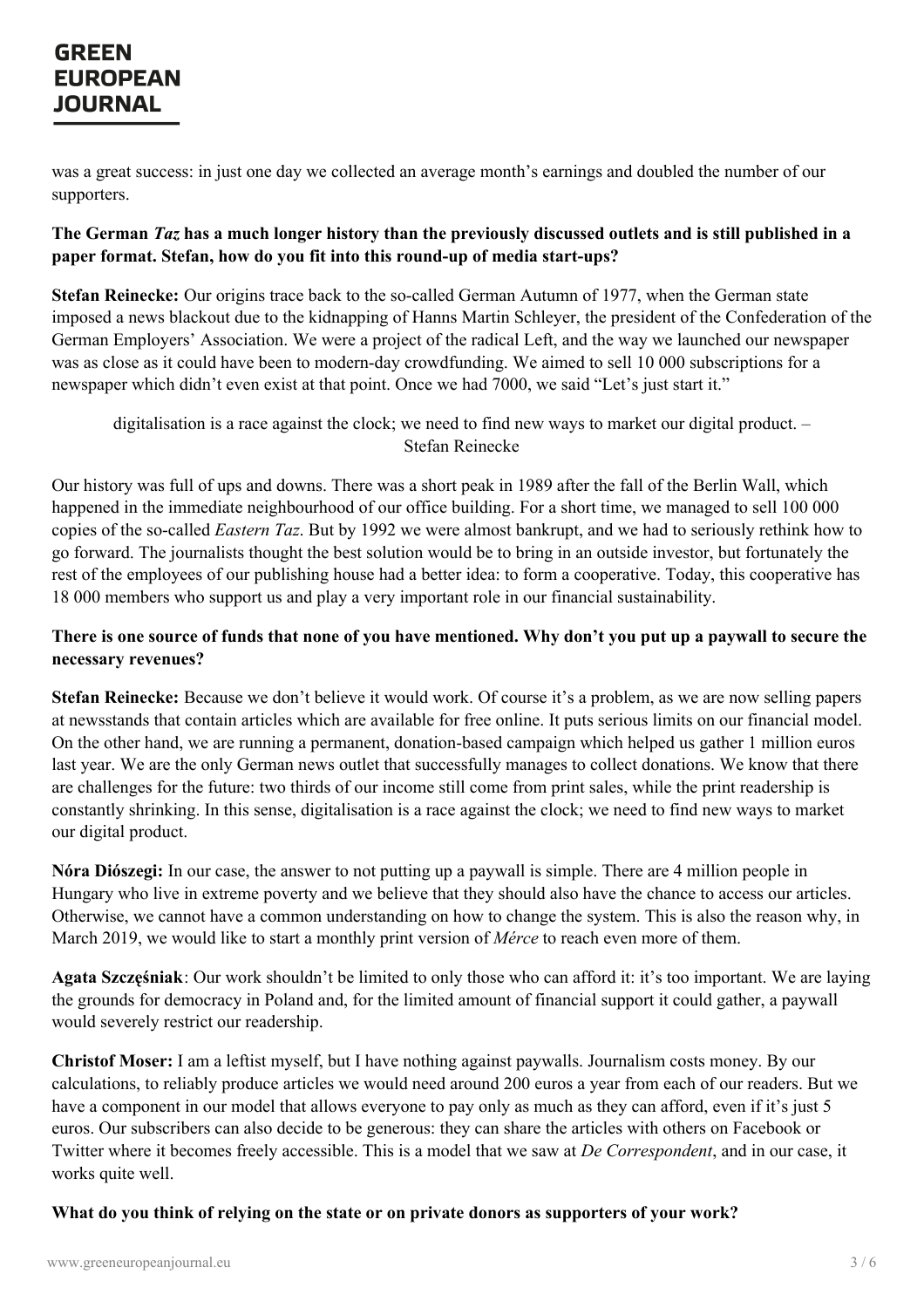was a great success: in just one day we collected an average month's earnings and doubled the number of our supporters.

**The German *Taz* has a much longer history than the previously discussed outlets and is still published in a paper format. Stefan, how do you fit into this round-up of media start-ups?**

**Stefan Reinecke:** Our origins trace back to the so-called German Autumn of 1977, when the German state imposed a news blackout due to the kidnapping of Hanns Martin Schleyer, the president of the Confederation of the German Employers' Association. We were a project of the radical Left, and the way we launched our newspaper was as close as it could have been to modern-day crowdfunding. We aimed to sell 10 000 subscriptions for a newspaper which didn't even exist at that point. Once we had 7000, we said "Let's just start it."

> digitalisation is a race against the clock; we need to find new ways to market our digital product. – Stefan Reinecke

Our history was full of ups and downs. There was a short peak in 1989 after the fall of the Berlin Wall, which happened in the immediate neighbourhood of our office building. For a short time, we managed to sell 100 000 copies of the so-called *Eastern Taz*. But by 1992 we were almost bankrupt, and we had to seriously rethink how to go forward. The journalists thought the best solution would be to bring in an outside investor, but fortunately the rest of the employees of our publishing house had a better idea: to form a cooperative. Today, this cooperative has 18 000 members who support us and play a very important role in our financial sustainability.

**There is one source of funds that none of you have mentioned. Why don't you put up a paywall to secure the necessary revenues?**

**Stefan Reinecke:** Because we don't believe it would work. Of course it's a problem, as we are now selling papers at newsstands that contain articles which are available for free online. It puts serious limits on our financial model. On the other hand, we are running a permanent, donation-based campaign which helped us gather 1 million euros last year. We are the only German news outlet that successfully manages to collect donations. We know that there are challenges for the future: two thirds of our income still come from print sales, while the print readership is constantly shrinking. In this sense, digitalisation is a race against the clock; we need to find new ways to market our digital product.

**Nóra Diószegi:** In our case, the answer to not putting up a paywall is simple. There are 4 million people in Hungary who live in extreme poverty and we believe that they should also have the chance to access our articles. Otherwise, we cannot have a common understanding on how to change the system. This is also the reason why, in March 2019, we would like to start a monthly print version of *Mérce* to reach even more of them.

**Agata Szczęśniak**: Our work shouldn't be limited to only those who can afford it: it's too important. We are laying the grounds for democracy in Poland and, for the limited amount of financial support it could gather, a paywall would severely restrict our readership.

**Christof Moser:** I am a leftist myself, but I have nothing against paywalls. Journalism costs money. By our calculations, to reliably produce articles we would need around 200 euros a year from each of our readers. But we have a component in our model that allows everyone to pay only as much as they can afford, even if it's just 5 euros. Our subscribers can also decide to be generous: they can share the articles with others on Facebook or Twitter where it becomes freely accessible. This is a model that we saw at *De Correspondent*, and in our case, it works quite well.

**What do you think of relying on the state or on private donors as supporters of your work?**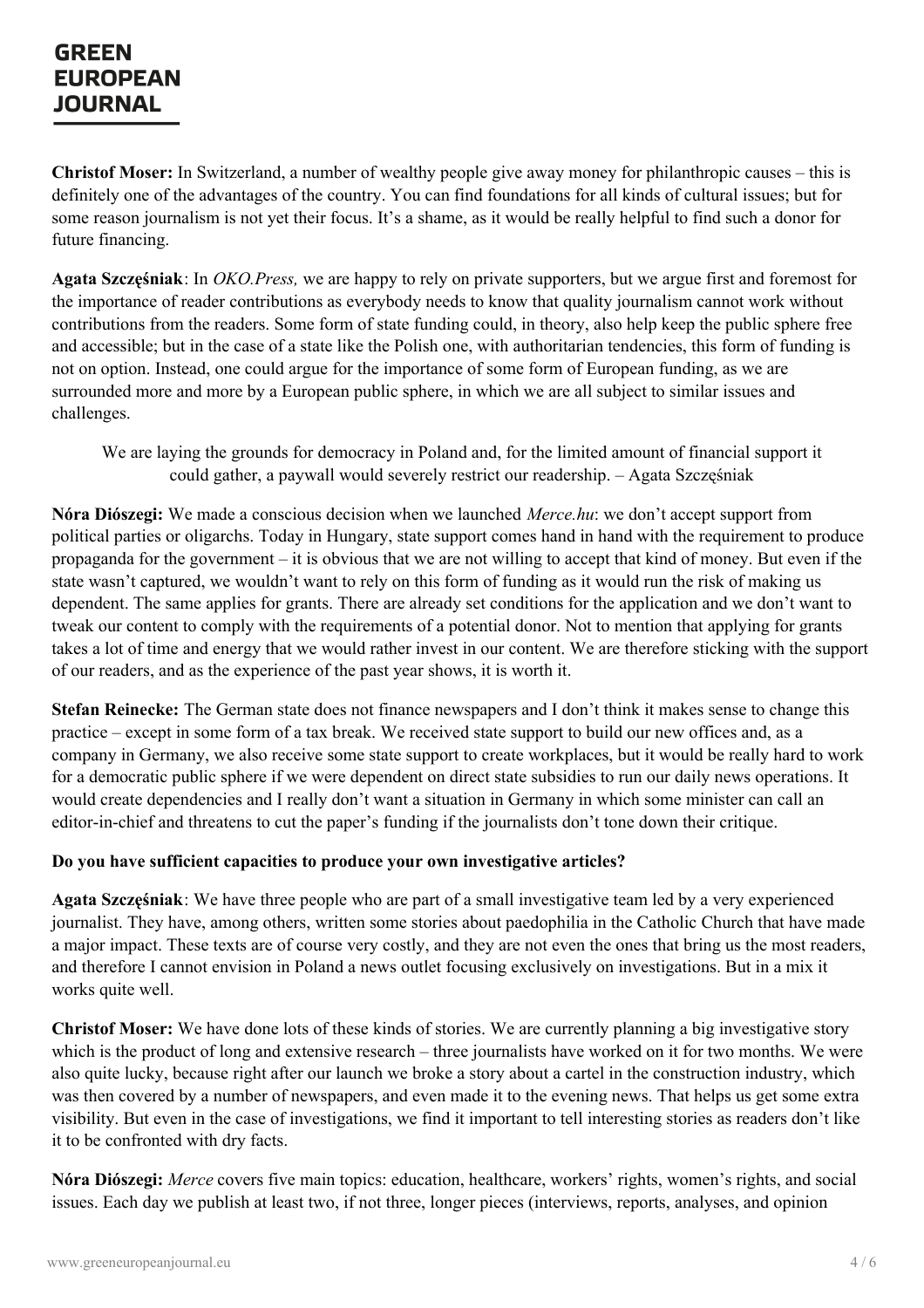**Christof Moser:** In Switzerland, a number of wealthy people give away money for philanthropic causes – this is definitely one of the advantages of the country. You can find foundations for all kinds of cultural issues; but for some reason journalism is not yet their focus. It's a shame, as it would be really helpful to find such a donor for future financing.

**Agata Szczęśniak**: In *OKO.Press,* we are happy to rely on private supporters, but we argue first and foremost for the importance of reader contributions as everybody needs to know that quality journalism cannot work without contributions from the readers. Some form of state funding could, in theory, also help keep the public sphere free and accessible; but in the case of a state like the Polish one, with authoritarian tendencies, this form of funding is not on option. Instead, one could argue for the importance of some form of European funding, as we are surrounded more and more by a European public sphere, in which we are all subject to similar issues and challenges.

> We are laying the grounds for democracy in Poland and, for the limited amount of financial support it could gather, a paywall would severely restrict our readership. – Agata Szczęśniak

**Nóra Diószegi:** We made a conscious decision when we launched *Merce.hu*: we don't accept support from political parties or oligarchs. Today in Hungary, state support comes hand in hand with the requirement to produce propaganda for the government – it is obvious that we are not willing to accept that kind of money. But even if the state wasn't captured, we wouldn't want to rely on this form of funding as it would run the risk of making us dependent. The same applies for grants. There are already set conditions for the application and we don't want to tweak our content to comply with the requirements of a potential donor. Not to mention that applying for grants takes a lot of time and energy that we would rather invest in our content. We are therefore sticking with the support of our readers, and as the experience of the past year shows, it is worth it.

**Stefan Reinecke:** The German state does not finance newspapers and I don't think it makes sense to change this practice – except in some form of a tax break. We received state support to build our new offices and, as a company in Germany, we also receive some state support to create workplaces, but it would be really hard to work for a democratic public sphere if we were dependent on direct state subsidies to run our daily news operations. It would create dependencies and I really don't want a situation in Germany in which some minister can call an editor-in-chief and threatens to cut the paper's funding if the journalists don't tone down their critique.

**Do you have sufficient capacities to produce your own investigative articles?**

**Agata Szczęśniak**: We have three people who are part of a small investigative team led by a very experienced journalist. They have, among others, written some stories about paedophilia in the Catholic Church that have made a major impact. These texts are of course very costly, and they are not even the ones that bring us the most readers, and therefore I cannot envision in Poland a news outlet focusing exclusively on investigations. But in a mix it works quite well.

**Christof Moser:** We have done lots of these kinds of stories. We are currently planning a big investigative story which is the product of long and extensive research – three journalists have worked on it for two months. We were also quite lucky, because right after our launch we broke a story about a cartel in the construction industry, which was then covered by a number of newspapers, and even made it to the evening news. That helps us get some extra visibility. But even in the case of investigations, we find it important to tell interesting stories as readers don't like it to be confronted with dry facts.

**Nóra Diószegi:** *Merce* covers five main topics: education, healthcare, workers' rights, women's rights, and social issues. Each day we publish at least two, if not three, longer pieces (interviews, reports, analyses, and opinion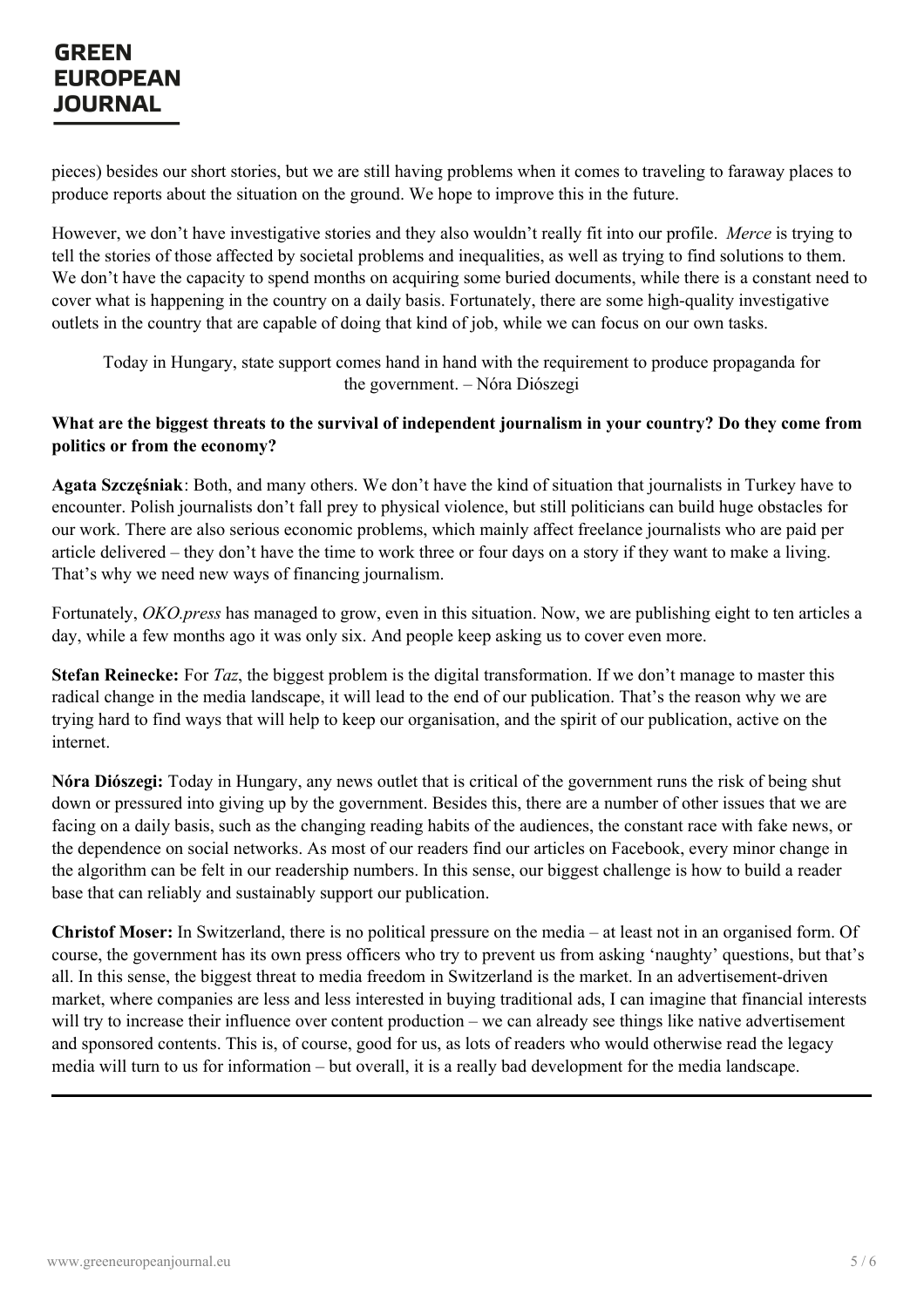pieces) besides our short stories, but we are still having problems when it comes to traveling to faraway places to produce reports about the situation on the ground. We hope to improve this in the future.

However, we don't have investigative stories and they also wouldn't really fit into our profile. *Merce* is trying to tell the stories of those affected by societal problems and inequalities, as well as trying to find solutions to them. We don't have the capacity to spend months on acquiring some buried documents, while there is a constant need to cover what is happening in the country on a daily basis. Fortunately, there are some high-quality investigative outlets in the country that are capable of doing that kind of job, while we can focus on our own tasks.

> Today in Hungary, state support comes hand in hand with the requirement to produce propaganda for the government. – Nóra Diószegi

**What are the biggest threats to the survival of independent journalism in your country? Do they come from politics or from the economy?**

**Agata Szczęśniak**: Both, and many others. We don't have the kind of situation that journalists in Turkey have to encounter. Polish journalists don't fall prey to physical violence, but still politicians can build huge obstacles for our work. There are also serious economic problems, which mainly affect freelance journalists who are paid per article delivered – they don't have the time to work three or four days on a story if they want to make a living. That's why we need new ways of financing journalism.

Fortunately, *OKO.press* has managed to grow, even in this situation. Now, we are publishing eight to ten articles a day, while a few months ago it was only six. And people keep asking us to cover even more.

**Stefan Reinecke:** For *Taz*, the biggest problem is the digital transformation. If we don't manage to master this radical change in the media landscape, it will lead to the end of our publication. That's the reason why we are trying hard to find ways that will help to keep our organisation, and the spirit of our publication, active on the internet.

**Nóra Diószegi:** Today in Hungary, any news outlet that is critical of the government runs the risk of being shut down or pressured into giving up by the government. Besides this, there are a number of other issues that we are facing on a daily basis, such as the changing reading habits of the audiences, the constant race with fake news, or the dependence on social networks. As most of our readers find our articles on Facebook, every minor change in the algorithm can be felt in our readership numbers. In this sense, our biggest challenge is how to build a reader base that can reliably and sustainably support our publication.

**Christof Moser:** In Switzerland, there is no political pressure on the media – at least not in an organised form. Of course, the government has its own press officers who try to prevent us from asking 'naughty' questions, but that's all. In this sense, the biggest threat to media freedom in Switzerland is the market. In an advertisement-driven market, where companies are less and less interested in buying traditional ads, I can imagine that financial interests will try to increase their influence over content production – we can already see things like native advertisement and sponsored contents. This is, of course, good for us, as lots of readers who would otherwise read the legacy media will turn to us for information – but overall, it is a really bad development for the media landscape.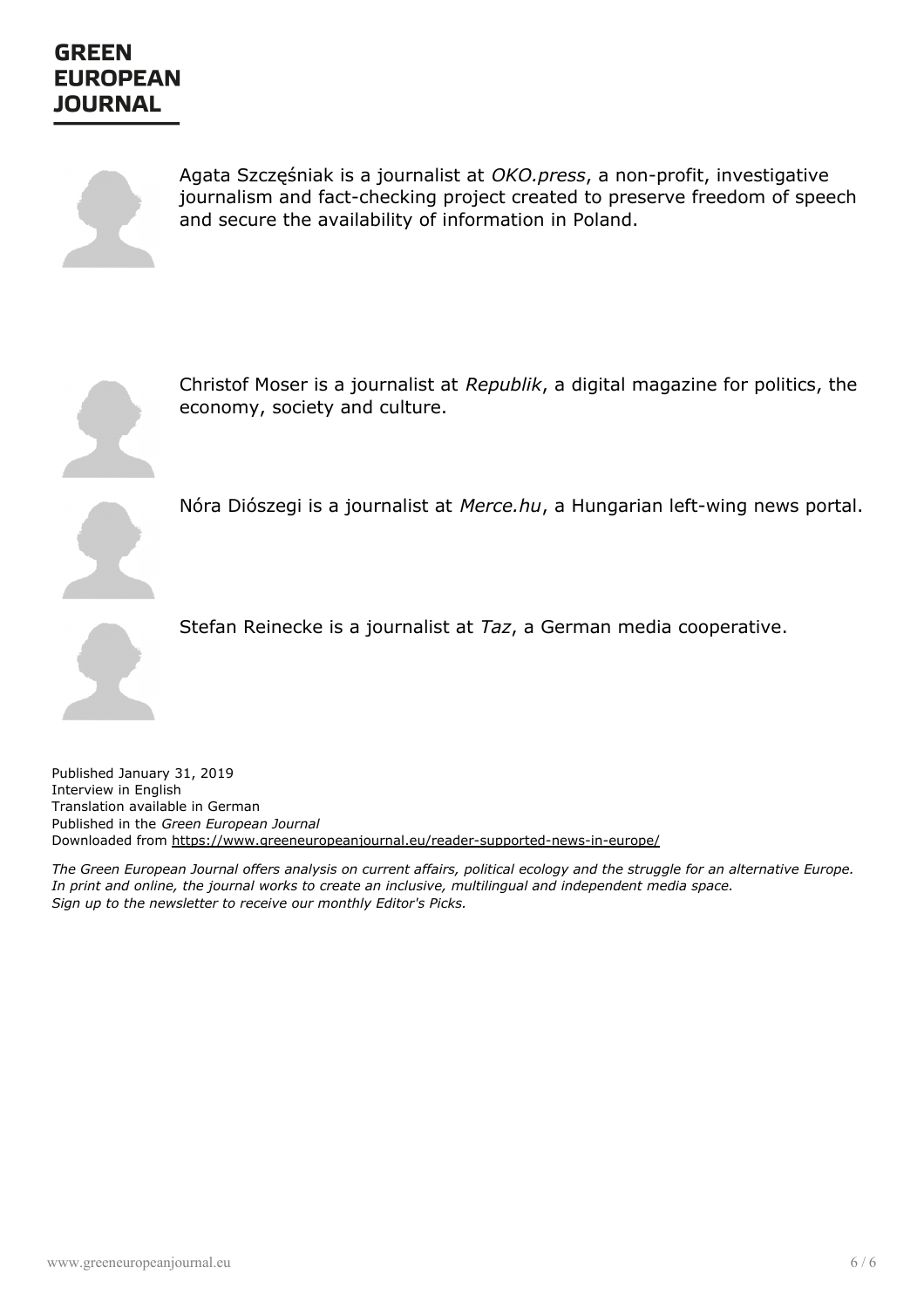Agata Szczęśniak is a journalist at *OKO.press*, a non-profit, investigative journalism and fact-checking project created to preserve freedom of speech and secure the availability of information in Poland.

Christof Moser is a journalist at *Republik*, a digital magazine for politics, the economy, society and culture.

Nóra Diószegi is a journalist at *Merce.hu*, a Hungarian left-wing news portal.

Stefan Reinecke is a journalist at *Taz*, a German media cooperative.

Published January 31, 2019
Interview in English
Translation available in German
Published in the *Green European Journal*
Downloaded from https://www.greeneuropeanjournal.eu/reader-supported-news-in-europe/

*The Green European Journal offers analysis on current affairs, political ecology and the struggle for an alternative Europe. In print and online, the journal works to create an inclusive, multilingual and independent media space. Sign up to the newsletter to receive our monthly Editor's Picks.*